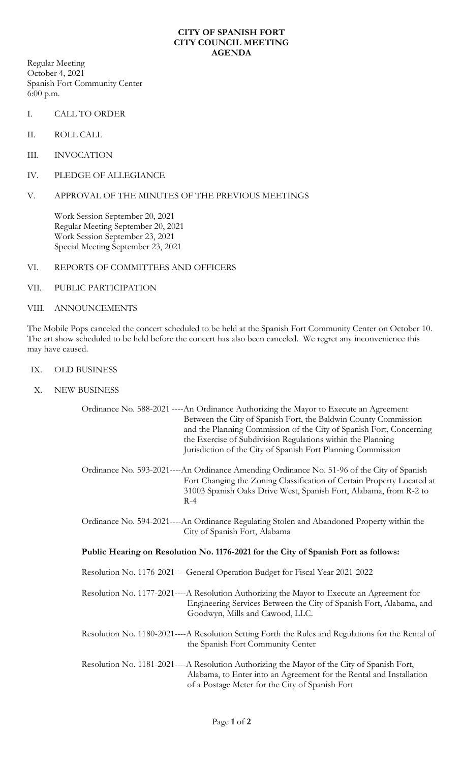# CITY OF SPANISH FORT
# CITY COUNCIL MEETING
# AGENDA

Regular Meeting
October 4, 2021
Spanish Fort Community Center
6:00 p.m.

I. CALL TO ORDER

II. ROLL CALL

III. INVOCATION

IV. PLEDGE OF ALLEGIANCE

V. APPROVAL OF THE MINUTES OF THE PREVIOUS MEETINGS

Work Session September 20, 2021
Regular Meeting September 20, 2021
Work Session September 23, 2021
Special Meeting September 23, 2021

VI. REPORTS OF COMMITTEES AND OFFICERS

VII. PUBLIC PARTICIPATION

VIII. ANNOUNCEMENTS

The Mobile Pops canceled the concert scheduled to be held at the Spanish Fort Community Center on October 10. The art show scheduled to be held before the concert has also been canceled. We regret any inconvenience this may have caused.

IX. OLD BUSINESS

X. NEW BUSINESS

Ordinance No. 588-2021 ----An Ordinance Authorizing the Mayor to Execute an Agreement Between the City of Spanish Fort, the Baldwin County Commission and the Planning Commission of the City of Spanish Fort, Concerning the Exercise of Subdivision Regulations within the Planning Jurisdiction of the City of Spanish Fort Planning Commission

Ordinance No. 593-2021----An Ordinance Amending Ordinance No. 51-96 of the City of Spanish Fort Changing the Zoning Classification of Certain Property Located at 31003 Spanish Oaks Drive West, Spanish Fort, Alabama, from R-2 to R-4

Ordinance No. 594-2021----An Ordinance Regulating Stolen and Abandoned Property within the City of Spanish Fort, Alabama

**Public Hearing on Resolution No. 1176-2021 for the City of Spanish Fort as follows:**

Resolution No. 1176-2021----General Operation Budget for Fiscal Year 2021-2022

Resolution No. 1177-2021----A Resolution Authorizing the Mayor to Execute an Agreement for Engineering Services Between the City of Spanish Fort, Alabama, and Goodwyn, Mills and Cawood, LLC.

Resolution No. 1180-2021----A Resolution Setting Forth the Rules and Regulations for the Rental of the Spanish Fort Community Center

Resolution No. 1181-2021----A Resolution Authorizing the Mayor of the City of Spanish Fort, Alabama, to Enter into an Agreement for the Rental and Installation of a Postage Meter for the City of Spanish Fort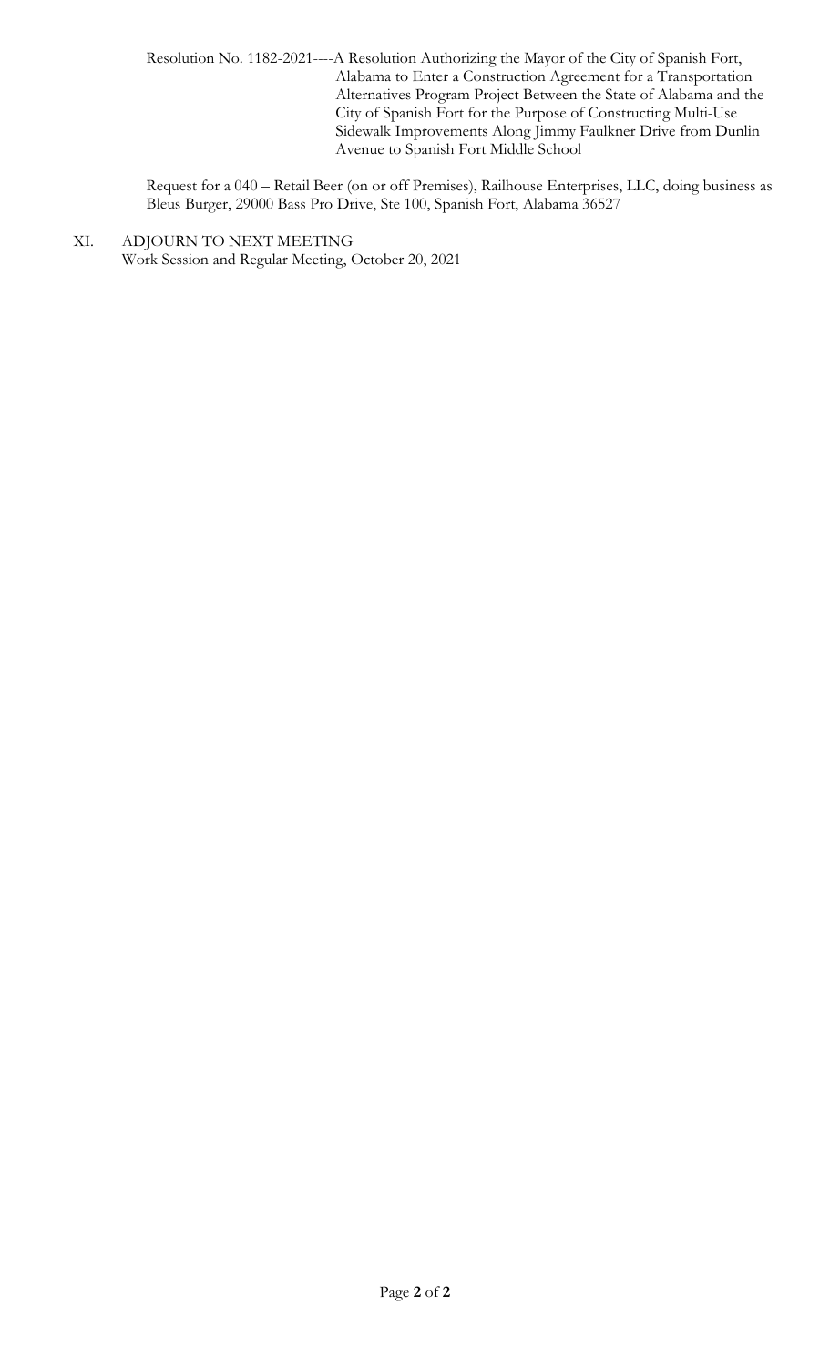Resolution No. 1182-2021----A Resolution Authorizing the Mayor of the City of Spanish Fort, Alabama to Enter a Construction Agreement for a Transportation Alternatives Program Project Between the State of Alabama and the City of Spanish Fort for the Purpose of Constructing Multi-Use Sidewalk Improvements Along Jimmy Faulkner Drive from Dunlin Avenue to Spanish Fort Middle School

Request for a 040 – Retail Beer (on or off Premises), Railhouse Enterprises, LLC, doing business as Bleus Burger, 29000 Bass Pro Drive, Ste 100, Spanish Fort, Alabama 36527

XI. ADJOURN TO NEXT MEETING
Work Session and Regular Meeting, October 20, 2021